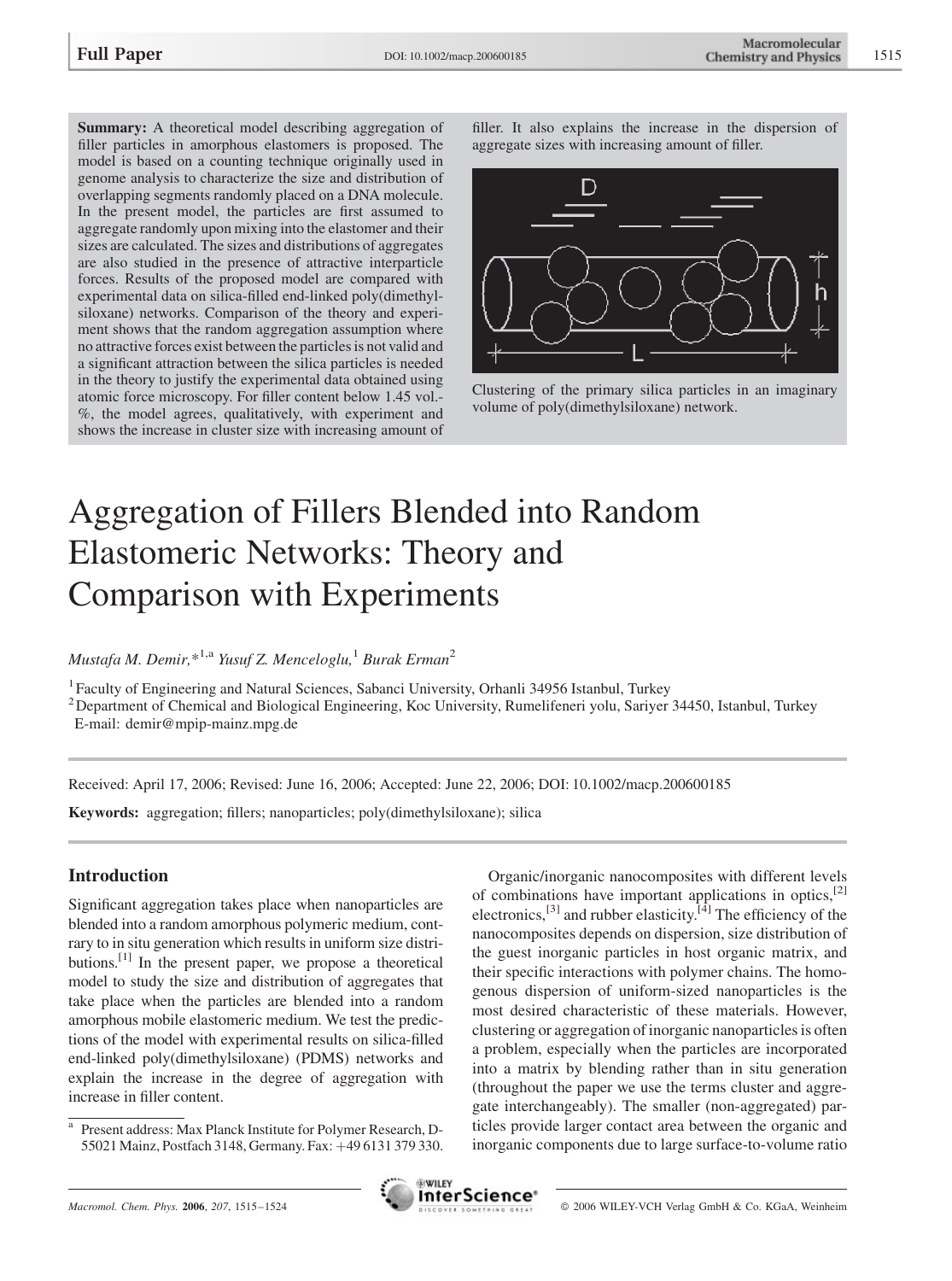**Summary:** A theoretical model describing aggregation of filler particles in amorphous elastomers is proposed. The model is based on a counting technique originally used in genome analysis to characterize the size and distribution of overlapping segments randomly placed on a DNA molecule. In the present model, the particles are first assumed to aggregate randomly upon mixing into the elastomer and their sizes are calculated. The sizes and distributions of aggregates are also studied in the presence of attractive interparticle forces. Results of the proposed model are compared with experimental data on silica-filled end-linked poly(dimethylsiloxane) networks. Comparison of the theory and experiment shows that the random aggregation assumption where no attractive forces exist between the particles is not valid and a significant attraction between the silica particles is needed in the theory to justify the experimental data obtained using atomic force microscopy. For filler content below 1.45 vol.-%, the model agrees, qualitatively, with experiment and shows the increase in cluster size with increasing amount of filler. It also explains the increase in the dispersion of aggregate sizes with increasing amount of filler.

D

h

L

Clustering of the primary silica particles in an imaginary volume of poly(dimethylsiloxane) network.

# Aggregation of Fillers Blended into Random Elastomeric Networks: Theory and Comparison with Experiments

*Mustafa M. Demir,*[1,a] Yusuf Z. Menceloglu,[1] Burak Erman[2]*

[1] Faculty of Engineering and Natural Sciences, Sabanci University, Orhanli 34956 Istanbul, Turkey

[2] Department of Chemical and Biological Engineering, Koc University, Rumelifeneri yolu, Sariyer 34450, Istanbul, Turkey

E-mail: demir@mpip-mainz.mpg.de

Received: April 17, 2006; Revised: June 16, 2006; Accepted: June 22, 2006; DOI: 10.1002/macp.200600185

**Keywords:** aggregation; fillers; nanoparticles; poly(dimethylsiloxane); silica

## Introduction

Significant aggregation takes place when nanoparticles are blended into a random amorphous polymeric medium, contrary to in situ generation which results in uniform size distributions.[1] In the present paper, we propose a theoretical model to study the size and distribution of aggregates that take place when the particles are blended into a random amorphous mobile elastomeric medium. We test the predictions of the model with experimental results on silica-filled end-linked poly(dimethylsiloxane) (PDMS) networks and explain the increase in the degree of aggregation with increase in filler content.

Organic/inorganic nanocomposites with different levels of combinations have important applications in optics,[2] electronics,[3] and rubber elasticity.[4] The efficiency of the nanocomposites depends on dispersion, size distribution of the guest inorganic particles in host organic matrix, and their specific interactions with polymer chains. The homogenous dispersion of uniform-sized nanoparticles is the most desired characteristic of these materials. However, clustering or aggregation of inorganic nanoparticles is often a problem, especially when the particles are incorporated into a matrix by blending rather than in situ generation (throughout the paper we use the terms cluster and aggregate interchangeably). The smaller (non-aggregated) particles provide larger contact area between the organic and inorganic components due to large surface-to-volume ratio

[a] Present address: Max Planck Institute for Polymer Research, D-55021 Mainz, Postfach 3148, Germany. Fax: +49 6131 379 330.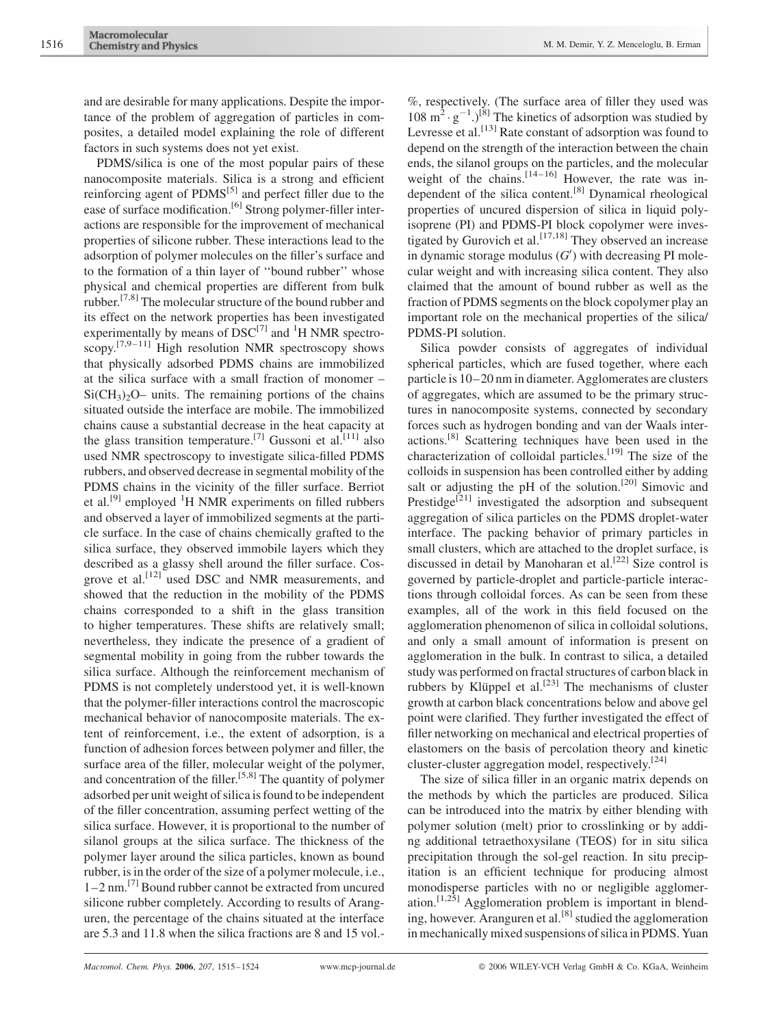and are desirable for many applications. Despite the importance of the problem of aggregation of particles in composites, a detailed model explaining the role of different factors in such systems does not yet exist.

PDMS/silica is one of the most popular pairs of these nanocomposite materials. Silica is a strong and efficient reinforcing agent of PDMS[5] and perfect filler due to the ease of surface modification.[6] Strong polymer-filler interactions are responsible for the improvement of mechanical properties of silicone rubber. These interactions lead to the adsorption of polymer molecules on the filler's surface and to the formation of a thin layer of ''bound rubber'' whose physical and chemical properties are different from bulk rubber.[7,8] The molecular structure of the bound rubber and its effect on the network properties has been investigated experimentally by means of DSC[7] and $^1$H NMR spectroscopy.[7,9–11] High resolution NMR spectroscopy shows that physically adsorbed PDMS chains are immobilized at the silica surface with a small fraction of monomer –$Si(CH_3)_2O$– units. The remaining portions of the chains situated outside the interface are mobile. The immobilized chains cause a substantial decrease in the heat capacity at the glass transition temperature.[7] Gussoni et al.[11] also used NMR spectroscopy to investigate silica-filled PDMS rubbers, and observed decrease in segmental mobility of the PDMS chains in the vicinity of the filler surface. Berriot et al.[9] employed $^1$H NMR experiments on filled rubbers and observed a layer of immobilized segments at the particle surface. In the case of chains chemically grafted to the silica surface, they observed immobile layers which they described as a glassy shell around the filler surface. Cosgrove et al.[12] used DSC and NMR measurements, and showed that the reduction in the mobility of the PDMS chains corresponded to a shift in the glass transition to higher temperatures. These shifts are relatively small; nevertheless, they indicate the presence of a gradient of segmental mobility in going from the rubber towards the silica surface. Although the reinforcement mechanism of PDMS is not completely understood yet, it is well-known that the polymer-filler interactions control the macroscopic mechanical behavior of nanocomposite materials. The extent of reinforcement, i.e., the extent of adsorption, is a function of adhesion forces between polymer and filler, the surface area of the filler, molecular weight of the polymer, and concentration of the filler.[5,8] The quantity of polymer adsorbed per unit weight of silica is found to be independent of the filler concentration, assuming perfect wetting of the silica surface. However, it is proportional to the number of silanol groups at the silica surface. The thickness of the polymer layer around the silica particles, known as bound rubber, is in the order of the size of a polymer molecule, i.e., 1–2 nm.[7] Bound rubber cannot be extracted from uncured silicone rubber completely. According to results of Aranguren, the percentage of the chains situated at the interface are 5.3 and 11.8 when the silica fractions are 8 and 15 vol.-%, respectively. (The surface area of filler they used was 108 $m^2 \cdot g^{-1}$.)[8] The kinetics of adsorption was studied by Levresse et al.[13] Rate constant of adsorption was found to depend on the strength of the interaction between the chain ends, the silanol groups on the particles, and the molecular weight of the chains.[14–16] However, the rate was independent of the silica content.[8] Dynamical rheological properties of uncured dispersion of silica in liquid polyisoprene (PI) and PDMS-PI block copolymer were investigated by Gurovich et al.[17,18] They observed an increase in dynamic storage modulus ($G'$) with decreasing PI molecular weight and with increasing silica content. They also claimed that the amount of bound rubber as well as the fraction of PDMS segments on the block copolymer play an important role on the mechanical properties of the silica/PDMS-PI solution.

Silica powder consists of aggregates of individual spherical particles, which are fused together, where each particle is 10–20 nm in diameter. Agglomerates are clusters of aggregates, which are assumed to be the primary structures in nanocomposite systems, connected by secondary forces such as hydrogen bonding and van der Waals interactions.[8] Scattering techniques have been used in the characterization of colloidal particles.[19] The size of the colloids in suspension has been controlled either by adding salt or adjusting the pH of the solution.[20] Simovic and Prestidge[21] investigated the adsorption and subsequent aggregation of silica particles on the PDMS droplet-water interface. The packing behavior of primary particles in small clusters, which are attached to the droplet surface, is discussed in detail by Manoharan et al.[22] Size control is governed by particle-droplet and particle-particle interactions through colloidal forces. As can be seen from these examples, all of the work in this field focused on the agglomeration phenomenon of silica in colloidal solutions, and only a small amount of information is present on agglomeration in the bulk. In contrast to silica, a detailed study was performed on fractal structures of carbon black in rubbers by Klüppel et al.[23] The mechanisms of cluster growth at carbon black concentrations below and above gel point were clarified. They further investigated the effect of filler networking on mechanical and electrical properties of elastomers on the basis of percolation theory and kinetic cluster-cluster aggregation model, respectively.[24]

The size of silica filler in an organic matrix depends on the methods by which the particles are produced. Silica can be introduced into the matrix by either blending with polymer solution (melt) prior to crosslinking or by adding additional tetraethoxysilane (TEOS) for in situ silica precipitation through the sol-gel reaction. In situ precipitation is an efficient technique for producing almost monodisperse particles with no or negligible agglomeration.[1,25] Agglomeration problem is important in blending, however. Aranguren et al.[8] studied the agglomeration in mechanically mixed suspensions of silica in PDMS. Yuan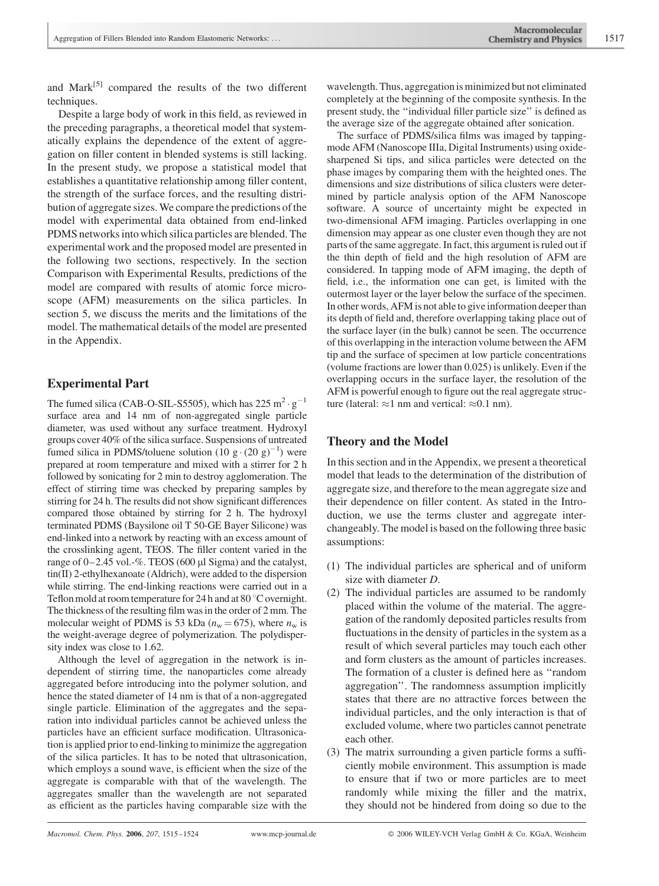and Mark[5] compared the results of the two different techniques.

Despite a large body of work in this field, as reviewed in the preceding paragraphs, a theoretical model that systematically explains the dependence of the extent of aggregation on filler content in blended systems is still lacking. In the present study, we propose a statistical model that establishes a quantitative relationship among filler content, the strength of the surface forces, and the resulting distribution of aggregate sizes. We compare the predictions of the model with experimental data obtained from end-linked PDMS networks into which silica particles are blended. The experimental work and the proposed model are presented in the following two sections, respectively. In the section Comparison with Experimental Results, predictions of the model are compared with results of atomic force microscope (AFM) measurements on the silica particles. In section 5, we discuss the merits and the limitations of the model. The mathematical details of the model are presented in the Appendix.

## Experimental Part

The fumed silica (CAB-O-SIL-S5505), which has 225 $m^2 \cdot g^{-1}$ surface area and 14 nm of non-aggregated single particle diameter, was used without any surface treatment. Hydroxyl groups cover 40% of the silica surface. Suspensions of untreated fumed silica in PDMS/toluene solution (10 $g \cdot (20\ g)^{-1}$) were prepared at room temperature and mixed with a stirrer for 2 h followed by sonicating for 2 min to destroy agglomeration. The effect of stirring time was checked by preparing samples by stirring for 24 h. The results did not show significant differences compared those obtained by stirring for 2 h. The hydroxyl terminated PDMS (Baysilone oil T 50-GE Bayer Silicone) was end-linked into a network by reacting with an excess amount of the crosslinking agent, TEOS. The filler content varied in the range of 0–2.45 vol.-%. TEOS (600 μl Sigma) and the catalyst, tin(II) 2-ethylhexanoate (Aldrich), were added to the dispersion while stirring. The end-linking reactions were carried out in a Teflon mold at room temperature for 24 h and at 80 °C overnight. The thickness of the resulting film was in the order of 2 mm. The molecular weight of PDMS is 53 kDa ($n_w = 675$), where $n_w$ is the weight-average degree of polymerization. The polydispersity index was close to 1.62.

Although the level of aggregation in the network is independent of stirring time, the nanoparticles come already aggregated before introducing into the polymer solution, and hence the stated diameter of 14 nm is that of a non-aggregated single particle. Elimination of the aggregates and the separation into individual particles cannot be achieved unless the particles have an efficient surface modification. Ultrasonication is applied prior to end-linking to minimize the aggregation of the silica particles. It has to be noted that ultrasonication, which employs a sound wave, is efficient when the size of the aggregate is comparable with that of the wavelength. The aggregates smaller than the wavelength are not separated as efficient as the particles having comparable size with the wavelength. Thus, aggregation is minimized but not eliminated completely at the beginning of the composite synthesis. In the present study, the ''individual filler particle size'' is defined as the average size of the aggregate obtained after sonication.

The surface of PDMS/silica films was imaged by tapping-mode AFM (Nanoscope IIIa, Digital Instruments) using oxide-sharpened Si tips, and silica particles were detected on the phase images by comparing them with the heighted ones. The dimensions and size distributions of silica clusters were determined by particle analysis option of the AFM Nanoscope software. A source of uncertainty might be expected in two-dimensional AFM imaging. Particles overlapping in one dimension may appear as one cluster even though they are not parts of the same aggregate. In fact, this argument is ruled out if the thin depth of field and the high resolution of AFM are considered. In tapping mode of AFM imaging, the depth of field, i.e., the information one can get, is limited with the outermost layer or the layer below the surface of the specimen. In other words, AFM is not able to give information deeper than its depth of field and, therefore overlapping taking place out of the surface layer (in the bulk) cannot be seen. The occurrence of this overlapping in the interaction volume between the AFM tip and the surface of specimen at low particle concentrations (volume fractions are lower than 0.025) is unlikely. Even if the overlapping occurs in the surface layer, the resolution of the AFM is powerful enough to figure out the real aggregate structure (lateral: ≈1 nm and vertical: ≈0.1 nm).

## Theory and the Model

In this section and in the Appendix, we present a theoretical model that leads to the determination of the distribution of aggregate size, and therefore to the mean aggregate size and their dependence on filler content. As stated in the Introduction, we use the terms cluster and aggregate interchangeably. The model is based on the following three basic assumptions:

1. The individual particles are spherical and of uniform size with diameter $D$.
2. The individual particles are assumed to be randomly placed within the volume of the material. The aggregation of the randomly deposited particles results from fluctuations in the density of particles in the system as a result of which several particles may touch each other and form clusters as the amount of particles increases. The formation of a cluster is defined here as ''random aggregation''. The randomness assumption implicitly states that there are no attractive forces between the individual particles, and the only interaction is that of excluded volume, where two particles cannot penetrate each other.
3. The matrix surrounding a given particle forms a sufficiently mobile environment. This assumption is made to ensure that if two or more particles are to meet randomly while mixing the filler and the matrix, they should not be hindered from doing so due to the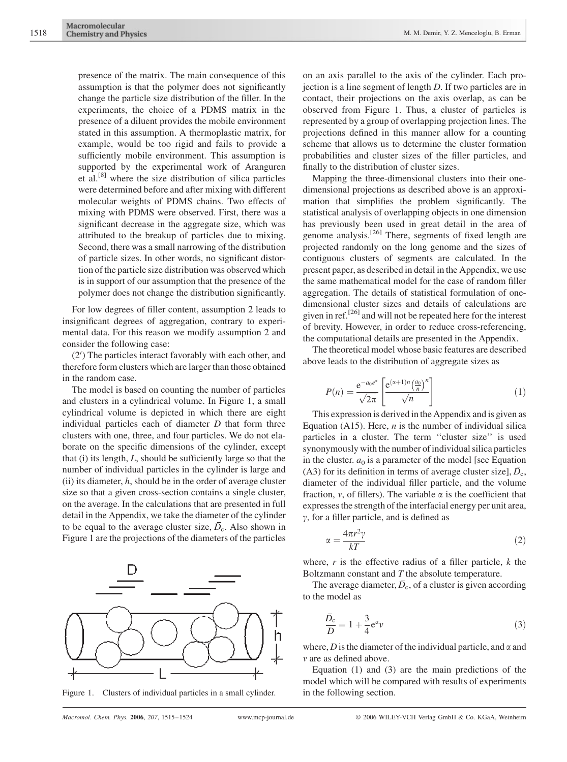presence of the matrix. The main consequence of this assumption is that the polymer does not significantly change the particle size distribution of the filler. In the experiments, the choice of a PDMS matrix in the presence of a diluent provides the mobile environment stated in this assumption. A thermoplastic matrix, for example, would be too rigid and fails to provide a sufficiently mobile environment. This assumption is supported by the experimental work of Aranguren et al.[8] where the size distribution of silica particles were determined before and after mixing with different molecular weights of PDMS chains. Two effects of mixing with PDMS were observed. First, there was a significant decrease in the aggregate size, which was attributed to the breakup of particles due to mixing. Second, there was a small narrowing of the distribution of particle sizes. In other words, no significant distortion of the particle size distribution was observed which is in support of our assumption that the presence of the polymer does not change the distribution significantly.

For low degrees of filler content, assumption 2 leads to insignificant degrees of aggregation, contrary to experimental data. For this reason we modify assumption 2 and consider the following case:

(2′) The particles interact favorably with each other, and therefore form clusters which are larger than those obtained in the random case.

The model is based on counting the number of particles and clusters in a cylindrical volume. In Figure 1, a small cylindrical volume is depicted in which there are eight individual particles each of diameter $D$ that form three clusters with one, three, and four particles. We do not elaborate on the specific dimensions of the cylinder, except that (i) its length, $L$, should be sufficiently large so that the number of individual particles in the cylinder is large and (ii) its diameter, $h$, should be in the order of average cluster size so that a given cross-section contains a single cluster, on the average. In the calculations that are presented in full detail in the Appendix, we take the diameter of the cylinder to be equal to the average cluster size, $\bar{D}_c$. Also shown in Figure 1 are the projections of the diameters of the particles

D

h

L

Figure 1. Clusters of individual particles in a small cylinder.

on an axis parallel to the axis of the cylinder. Each projection is a line segment of length $D$. If two particles are in contact, their projections on the axis overlap, as can be observed from Figure 1. Thus, a cluster of particles is represented by a group of overlapping projection lines. The projections defined in this manner allow for a counting scheme that allows us to determine the cluster formation probabilities and cluster sizes of the filler particles, and finally to the distribution of cluster sizes.

Mapping the three-dimensional clusters into their one-dimensional projections as described above is an approximation that simplifies the problem significantly. The statistical analysis of overlapping objects in one dimension has previously been used in great detail in the area of genome analysis.[26] There, segments of fixed length are projected randomly on the long genome and the sizes of contiguous clusters of segments are calculated. In the present paper, as described in detail in the Appendix, we use the same mathematical model for the case of random filler aggregation. The details of statistical formulation of one-dimensional cluster sizes and details of calculations are given in ref.[26] and will not be repeated here for the interest of brevity. However, in order to reduce cross-referencing, the computational details are presented in the Appendix.

The theoretical model whose basic features are described above leads to the distribution of aggregate sizes as

$$P(n) = \frac{e^{-a_0 e^{\alpha}}}{\sqrt{2\pi}} \left[ \frac{e^{(\alpha+1)n} \left(\frac{a_0}{n}\right)^n}{\sqrt{n}} \right] \tag{1}$$

This expression is derived in the Appendix and is given as Equation (A15). Here, $n$ is the number of individual silica particles in a cluster. The term ''cluster size'' is used synonymously with the number of individual silica particles in the cluster. $a_0$ is a parameter of the model [see Equation (A3) for its definition in terms of average cluster size], $\bar{D}_c$, diameter of the individual filler particle, and the volume fraction, $v$, of fillers). The variable $\alpha$ is the coefficient that expresses the strength of the interfacial energy per unit area, $\gamma$, for a filler particle, and is defined as

$$\alpha = \frac{4\pi r^2 \gamma}{kT} \tag{2}$$

where, $r$ is the effective radius of a filler particle, $k$ the Boltzmann constant and $T$ the absolute temperature.

The average diameter, $\bar{D}_c$, of a cluster is given according to the model as

$$\frac{\bar{D}_c}{D} = 1 + \frac{3}{4} e^{\alpha} v \tag{3}$$

where, $D$ is the diameter of the individual particle, and $\alpha$ and $v$ are as defined above.

Equation (1) and (3) are the main predictions of the model which will be compared with results of experiments in the following section.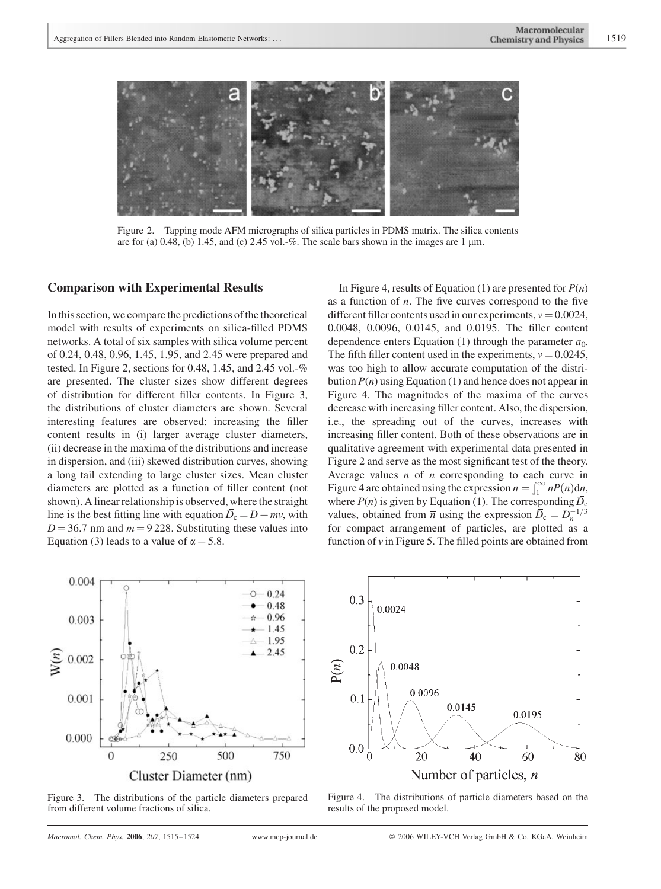a

b

c

Figure 2. Tapping mode AFM micrographs of silica particles in PDMS matrix. The silica contents are for (a) 0.48, (b) 1.45, and (c) 2.45 vol.-%. The scale bars shown in the images are 1 μm.

## Comparison with Experimental Results

In this section, we compare the predictions of the theoretical model with results of experiments on silica-filled PDMS networks. A total of six samples with silica volume percent of 0.24, 0.48, 0.96, 1.45, 1.95, and 2.45 were prepared and tested. In Figure 2, sections for 0.48, 1.45, and 2.45 vol.-% are presented. The cluster sizes show different degrees of distribution for different filler contents. In Figure 3, the distributions of cluster diameters are shown. Several interesting features are observed: increasing the filler content results in (i) larger average cluster diameters, (ii) decrease in the maxima of the distributions and increase in dispersion, and (iii) skewed distribution curves, showing a long tail extending to large cluster sizes. Mean cluster diameters are plotted as a function of filler content (not shown). A linear relationship is observed, where the straight line is the best fitting line with equation $\bar{D}_c = D + mv$, with $D = 36.7$ nm and $m = 9\,228$. Substituting these values into Equation (3) leads to a value of $\alpha = 5.8$.

In Figure 4, results of Equation (1) are presented for $P(n)$ as a function of $n$. The five curves correspond to the five different filler contents used in our experiments, $v = 0.0024$, 0.0048, 0.0096, 0.0145, and 0.0195. The filler content dependence enters Equation (1) through the parameter $a_0$. The fifth filler content used in the experiments, $v = 0.0245$, was too high to allow accurate computation of the distribution $P(n)$ using Equation (1) and hence does not appear in Figure 4. The magnitudes of the maxima of the curves decrease with increasing filler content. Also, the dispersion, i.e., the spreading out of the curves, increases with increasing filler content. Both of these observations are in qualitative agreement with experimental data presented in Figure 2 and serve as the most significant test of the theory. Average values $\bar{n}$ of $n$ corresponding to each curve in Figure 4 are obtained using the expression $\bar{n} = \int_1^\infty nP(n)\mathrm{d}n$, where $P(n)$ is given by Equation (1). The corresponding $\bar{D}_c$ values, obtained from $\bar{n}$ using the expression $\bar{D}_c = D_n^{-1/3}$ for compact arrangement of particles, are plotted as a function of $v$ in Figure 5. The filled points are obtained from

W(n)

0.004

0.003

0.002

0.001

0.000

0 250 500 750

Cluster Diameter (nm)

0.24
0.48
0.96
1.45
1.95
2.45

Figure 3. The distributions of the particle diameters prepared from different volume fractions of silica.

P(n)

0.3

0.2

0.1

0.0

0 20 40 60 80

Number of particles, n

0.0024
0.0048
0.0096
0.0145
0.0195

Figure 4. The distributions of particle diameters based on the results of the proposed model.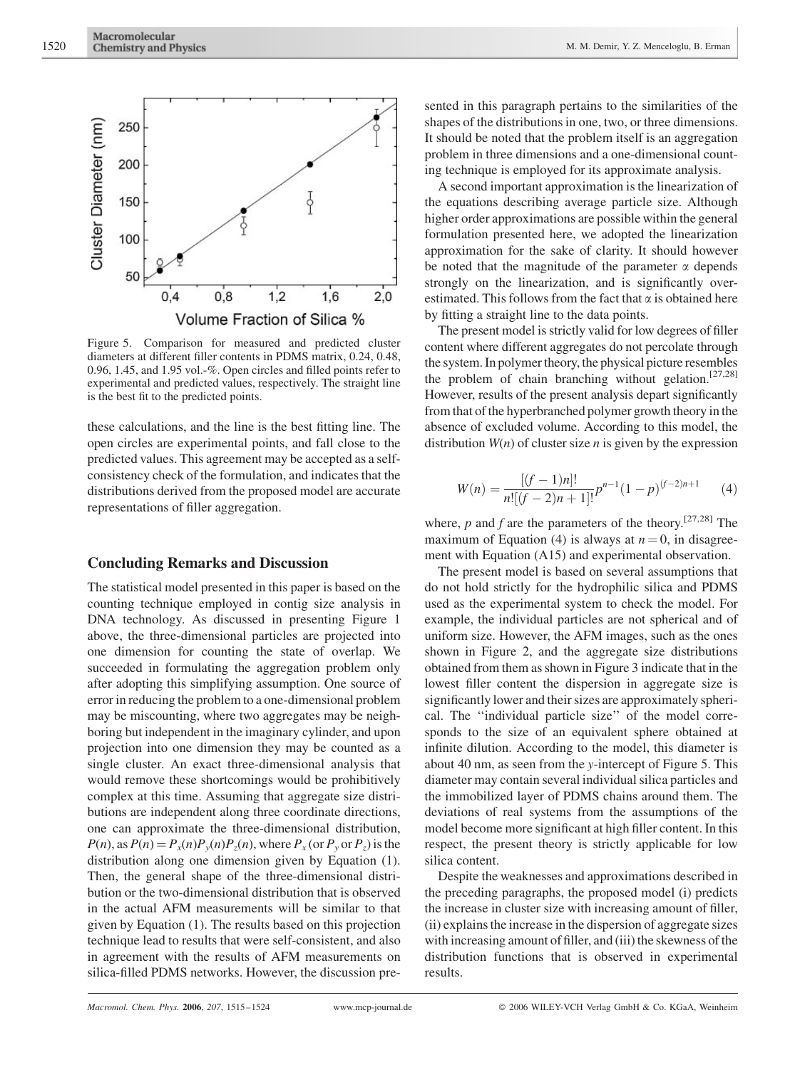Cluster Diameter (nm)

250
200
150
100
50

0,4 0,8 1,2 1,6 2,0

Volume Fraction of Silica %

Figure 5. Comparison for measured and predicted cluster diameters at different filler contents in PDMS matrix, 0.24, 0.48, 0.96, 1.45, and 1.95 vol.-%. Open circles and filled points refer to experimental and predicted values, respectively. The straight line is the best fit to the predicted points.

these calculations, and the line is the best fitting line. The open circles are experimental points, and fall close to the predicted values. This agreement may be accepted as a self-consistency check of the formulation, and indicates that the distributions derived from the proposed model are accurate representations of filler aggregation.

## Concluding Remarks and Discussion

The statistical model presented in this paper is based on the counting technique employed in contig size analysis in DNA technology. As discussed in presenting Figure 1 above, the three-dimensional particles are projected into one dimension for counting the state of overlap. We succeeded in formulating the aggregation problem only after adopting this simplifying assumption. One source of error in reducing the problem to a one-dimensional problem may be miscounting, where two aggregates may be neighboring but independent in the imaginary cylinder, and upon projection into one dimension they may be counted as a single cluster. An exact three-dimensional analysis that would remove these shortcomings would be prohibitively complex at this time. Assuming that aggregate size distributions are independent along three coordinate directions, one can approximate the three-dimensional distribution, $P(n)$, as $P(n) = P_x(n)P_y(n)P_z(n)$, where $P_x$ (or $P_y$ or $P_z$) is the distribution along one dimension given by Equation (1). Then, the general shape of the three-dimensional distribution or the two-dimensional distribution that is observed in the actual AFM measurements will be similar to that given by Equation (1). The results based on this projection technique lead to results that were self-consistent, and also in agreement with the results of AFM measurements on silica-filled PDMS networks. However, the discussion presented in this paragraph pertains to the similarities of the shapes of the distributions in one, two, or three dimensions. It should be noted that the problem itself is an aggregation problem in three dimensions and a one-dimensional counting technique is employed for its approximate analysis.

A second important approximation is the linearization of the equations describing average particle size. Although higher order approximations are possible within the general formulation presented here, we adopted the linearization approximation for the sake of clarity. It should however be noted that the magnitude of the parameter $\alpha$ depends strongly on the linearization, and is significantly overestimated. This follows from the fact that $\alpha$ is obtained here by fitting a straight line to the data points.

The present model is strictly valid for low degrees of filler content where different aggregates do not percolate through the system. In polymer theory, the physical picture resembles the problem of chain branching without gelation.[27,28] However, results of the present analysis depart significantly from that of the hyperbranched polymer growth theory in the absence of excluded volume. According to this model, the distribution $W(n)$ of cluster size $n$ is given by the expression

$$W(n) = \frac{[(f-1)n]!}{n![(f-2)n+1]!} p^{n-1} (1-p)^{(f-2)n+1} \tag{4}$$

where, $p$ and $f$ are the parameters of the theory.[27,28] The maximum of Equation (4) is always at $n = 0$, in disagreement with Equation (A15) and experimental observation.

The present model is based on several assumptions that do not hold strictly for the hydrophilic silica and PDMS used as the experimental system to check the model. For example, the individual particles are not spherical and of uniform size. However, the AFM images, such as the ones shown in Figure 2, and the aggregate size distributions obtained from them as shown in Figure 3 indicate that in the lowest filler content the dispersion in aggregate size is significantly lower and their sizes are approximately spherical. The "individual particle size" of the model corresponds to the size of an equivalent sphere obtained at infinite dilution. According to the model, this diameter is about 40 nm, as seen from the $y$-intercept of Figure 5. This diameter may contain several individual silica particles and the immobilized layer of PDMS chains around them. The deviations of real systems from the assumptions of the model become more significant at high filler content. In this respect, the present theory is strictly applicable for low silica content.

Despite the weaknesses and approximations described in the preceding paragraphs, the proposed model (i) predicts the increase in cluster size with increasing amount of filler, (ii) explains the increase in the dispersion of aggregate sizes with increasing amount of filler, and (iii) the skewness of the distribution functions that is observed in experimental results.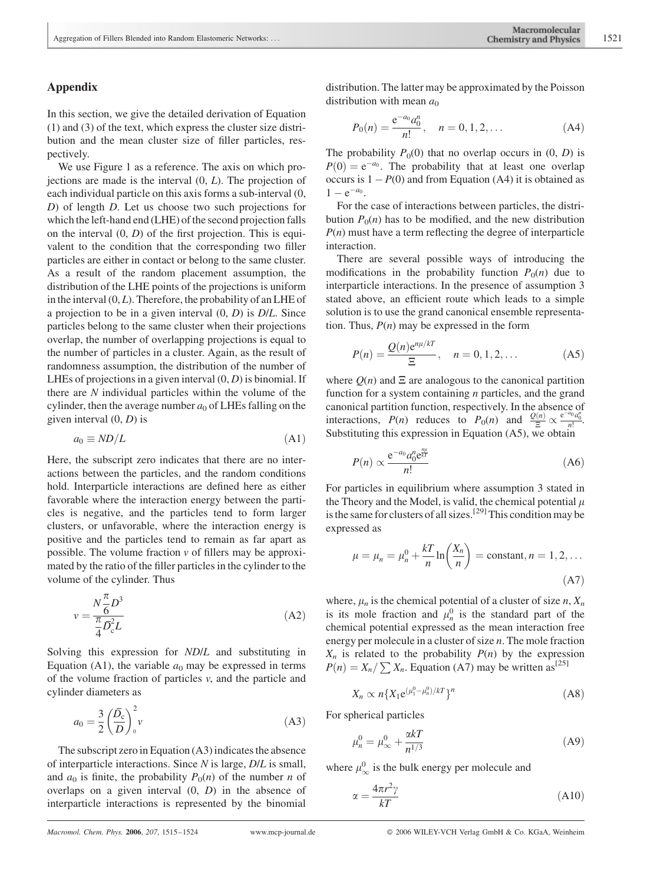## Appendix

In this section, we give the detailed derivation of Equation (1) and (3) of the text, which express the cluster size distribution and the mean cluster size of filler particles, respectively.

We use Figure 1 as a reference. The axis on which projections are made is the interval (0, $L$). The projection of each individual particle on this axis forms a sub-interval (0, $D$) of length $D$. Let us choose two such projections for which the left-hand end (LHE) of the second projection falls on the interval (0, $D$) of the first projection. This is equivalent to the condition that the corresponding two filler particles are either in contact or belong to the same cluster. As a result of the random placement assumption, the distribution of the LHE points of the projections is uniform in the interval (0, $L$). Therefore, the probability of an LHE of a projection to be in a given interval (0, $D$) is $D/L$. Since particles belong to the same cluster when their projections overlap, the number of overlapping projections is equal to the number of particles in a cluster. Again, as the result of randomness assumption, the distribution of the number of LHEs of projections in a given interval (0, $D$) is binomial. If there are $N$ individual particles within the volume of the cylinder, then the average number $a_0$ of LHEs falling on the given interval (0, $D$) is

$$a_0 \equiv ND/L \tag{A1}$$

Here, the subscript zero indicates that there are no interactions between the particles, and the random conditions hold. Interparticle interactions are defined here as either favorable where the interaction energy between the particles is negative, and the particles tend to form larger clusters, or unfavorable, where the interaction energy is positive and the particles tend to remain as far apart as possible. The volume fraction $v$ of fillers may be approximated by the ratio of the filler particles in the cylinder to the volume of the cylinder. Thus

$$v = \frac{N\frac{\pi}{6}D^3}{\frac{\pi}{4}\bar{D}_c^2 L} \tag{A2}$$

Solving this expression for $ND/L$ and substituting in Equation (A1), the variable $a_0$ may be expressed in terms of the volume fraction of particles $v$, and the particle and cylinder diameters as

$$a_0 = \frac{3}{2}\left(\frac{\bar{D}_c}{D}\right)_0^2 v \tag{A3}$$

The subscript zero in Equation (A3) indicates the absence of interparticle interactions. Since $N$ is large, $D/L$ is small, and $a_0$ is finite, the probability $P_0(n)$ of the number $n$ of overlaps on a given interval (0, $D$) in the absence of interparticle interactions is represented by the binomial distribution. The latter may be approximated by the Poisson distribution with mean $a_0$

$$P_0(n) = \frac{e^{-a_0} a_0^n}{n!}, \quad n = 0, 1, 2, \ldots \tag{A4}$$

The probability $P_0(0)$ that no overlap occurs in (0, $D$) is $P(0) = e^{-a_0}$. The probability that at least one overlap occurs is $1 - P(0)$ and from Equation (A4) it is obtained as $1 - e^{-a_0}$.

For the case of interactions between particles, the distribution $P_0(n)$ has to be modified, and the new distribution $P(n)$ must have a term reflecting the degree of interparticle interaction.

There are several possible ways of introducing the modifications in the probability function $P_0(n)$ due to interparticle interactions. In the presence of assumption 3 stated above, an efficient route which leads to a simple solution is to use the grand canonical ensemble representation. Thus, $P(n)$ may be expressed in the form

$$P(n) = \frac{Q(n)e^{n\mu/kT}}{\Xi}, \quad n = 0, 1, 2, \ldots \tag{A5}$$

where $Q(n)$ and $\Xi$ are analogous to the canonical partition function for a system containing $n$ particles, and the grand canonical partition function, respectively. In the absence of interactions, $P(n)$ reduces to $P_0(n)$ and $\frac{Q(n)}{\Xi} \propto \frac{e^{-a_0}a_0^n}{n!}$. Substituting this expression in Equation (A5), we obtain

$$P(n) \propto \frac{e^{-a_0}a_0^n e^{\frac{n\mu}{kT}}}{n!} \tag{A6}$$

For particles in equilibrium where assumption 3 stated in the Theory and the Model, is valid, the chemical potential $\mu$ is the same for clusters of all sizes.[29] This condition may be expressed as

$$\mu = \mu_n = \mu_n^0 + \frac{kT}{n}\ln\left(\frac{X_n}{n}\right) = \text{constant}, n = 1, 2, \ldots \tag{A7}$$

where, $\mu_n$ is the chemical potential of a cluster of size $n$, $X_n$ is its mole fraction and $\mu_n^0$ is the standard part of the chemical potential expressed as the mean interaction free energy per molecule in a cluster of size $n$. The mole fraction $X_n$ is related to the probability $P(n)$ by the expression $P(n) = X_n / \sum X_n$. Equation (A7) may be written as[25]

$$X_n \propto n\{X_1 e^{(\mu_1^0 - \mu_n^0)/kT}\}^n \tag{A8}$$

For spherical particles

$$\mu_n^0 = \mu_\infty^0 + \frac{\alpha kT}{n^{1/3}} \tag{A9}$$

where $\mu_\infty^0$ is the bulk energy per molecule and

$$\alpha = \frac{4\pi r^2 \gamma}{kT} \tag{A10}$$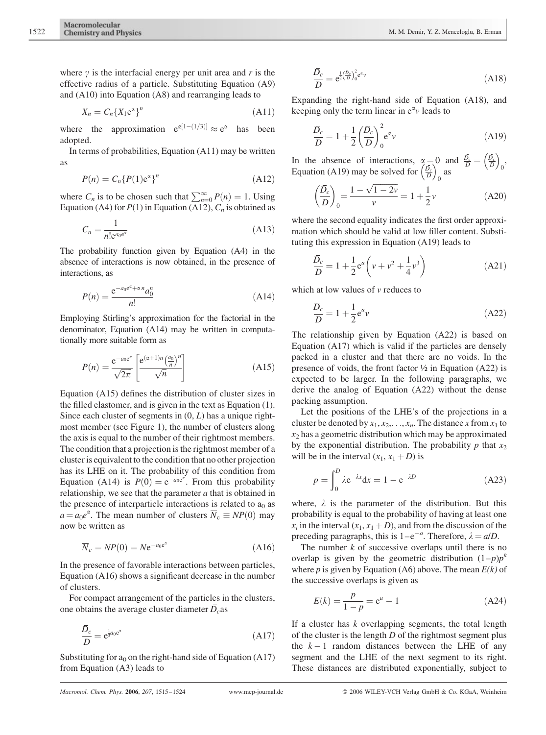where $\gamma$ is the interfacial energy per unit area and $r$ is the effective radius of a particle. Substituting Equation (A9) and (A10) into Equation (A8) and rearranging leads to

$$X_n = C_n\{X_1 e^{\alpha}\}^n \tag{A11}$$

where the approximation $e^{\alpha[1-(1/3)]} \approx e^{\alpha}$ has been adopted.

In terms of probabilities, Equation (A11) may be written as

$$P(n) = C_n\{P(1)e^{\alpha}\}^n \tag{A12}$$

where $C_n$ is to be chosen such that $\sum_{n=0}^{\infty} P(n) = 1$. Using Equation (A4) for $P(1)$ in Equation (A12), $C_n$ is obtained as

$$C_n = \frac{1}{n! e^{a_0 e^{\alpha}}} \tag{A13}$$

The probability function given by Equation (A4) in the absence of interactions is now obtained, in the presence of interactions, as

$$P(n) = \frac{e^{-a_0 e^{\alpha} + \alpha n} a_0^n}{n!} \tag{A14}$$

Employing Stirling's approximation for the factorial in the denominator, Equation (A14) may be written in computationally more suitable form as

$$P(n) = \frac{e^{-a_0 e^{\alpha}}}{\sqrt{2\pi}} \left[ \frac{e^{(\alpha+1)n} \left(\frac{a_0}{n}\right)^n}{\sqrt{n}} \right] \tag{A15}$$

Equation (A15) defines the distribution of cluster sizes in the filled elastomer, and is given in the text as Equation (1). Since each cluster of segments in $(0, L)$ has a unique rightmost member (see Figure 1), the number of clusters along the axis is equal to the number of their rightmost members. The condition that a projection is the rightmost member of a cluster is equivalent to the condition that no other projection has its LHE on it. The probability of this condition from Equation (A14) is $P(0) = e^{-a_0 e^{\alpha}}$. From this probability relationship, we see that the parameter $a$ that is obtained in the presence of interparticle interactions is related to $a_0$ as $a = a_0 e^{\alpha}$. The mean number of clusters $\overline{N}_c \equiv NP(0)$ may now be written as

$$\overline{N}_c = NP(0) = N e^{-a_0 e^{\alpha}} \tag{A16}$$

In the presence of favorable interactions between particles, Equation (A16) shows a significant decrease in the number of clusters.

For compact arrangement of the particles in the clusters, one obtains the average cluster diameter $\bar{D}_c$ as

$$\frac{\bar{D}_c}{D} = e^{\frac{1}{2} a_0 e^{\alpha}} \tag{A17}$$

Substituting for $a_0$ on the right-hand side of Equation (A17) from Equation (A3) leads to

$$\frac{\bar{D}_c}{D} = e^{\frac{1}{2}\left(\frac{\bar{D}_c}{D}\right)_0^2 e^{\alpha} v} \tag{A18}$$

Expanding the right-hand side of Equation (A18), and keeping only the term linear in $e^{\alpha} v$ leads to

$$\frac{\bar{D}_c}{D} = 1 + \frac{1}{2}\left(\frac{\bar{D}_c}{D}\right)_0^2 e^{\alpha} v \tag{A19}$$

In the absence of interactions, $\alpha = 0$ and $\frac{\bar{D}_c}{D} = \left(\frac{\bar{D}_c}{D}\right)_0$, Equation (A19) may be solved for $\left(\frac{\bar{D}_c}{D}\right)_0$ as

$$\left(\frac{\bar{D}_c}{D}\right)_0 = \frac{1 - \sqrt{1 - 2v}}{v} = 1 + \frac{1}{2} v \tag{A20}$$

where the second equality indicates the first order approximation which should be valid at low filler content. Substituting this expression in Equation (A19) leads to

$$\frac{\bar{D}_c}{D} = 1 + \frac{1}{2} e^{\alpha}\left(v + v^2 + \frac{1}{4} v^3\right) \tag{A21}$$

which at low values of $v$ reduces to

$$\frac{\bar{D}_c}{D} = 1 + \frac{1}{2} e^{\alpha} v \tag{A22}$$

The relationship given by Equation (A22) is based on Equation (A17) which is valid if the particles are densely packed in a cluster and that there are no voids. In the presence of voids, the front factor ½ in Equation (A22) is expected to be larger. In the following paragraphs, we derive the analog of Equation (A22) without the dense packing assumption.

Let the positions of the LHE's of the projections in a cluster be denoted by $x_1, x_2, \ldots, x_n$. The distance $x$ from $x_1$ to $x_2$ has a geometric distribution which may be approximated by the exponential distribution. The probability $p$ that $x_2$ will be in the interval $(x_1, x_1 + D)$ is

$$p = \int_0^D \lambda e^{-\lambda x} dx = 1 - e^{-\lambda D} \tag{A23}$$

where, $\lambda$ is the parameter of the distribution. But this probability is equal to the probability of having at least one $x_i$ in the interval $(x_1, x_1 + D)$, and from the discussion of the preceding paragraphs, this is $1 - e^{-a}$. Therefore, $\lambda = a/D$.

The number $k$ of successive overlaps until there is no overlap is given by the geometric distribution $(1-p)p^k$ where $p$ is given by Equation (A6) above. The mean $E(k)$ of the successive overlaps is given as

$$E(k) = \frac{p}{1-p} = e^a - 1 \tag{A24}$$

If a cluster has $k$ overlapping segments, the total length of the cluster is the length $D$ of the rightmost segment plus the $k-1$ random distances between the LHE of any segment and the LHE of the next segment to its right. These distances are distributed exponentially, subject to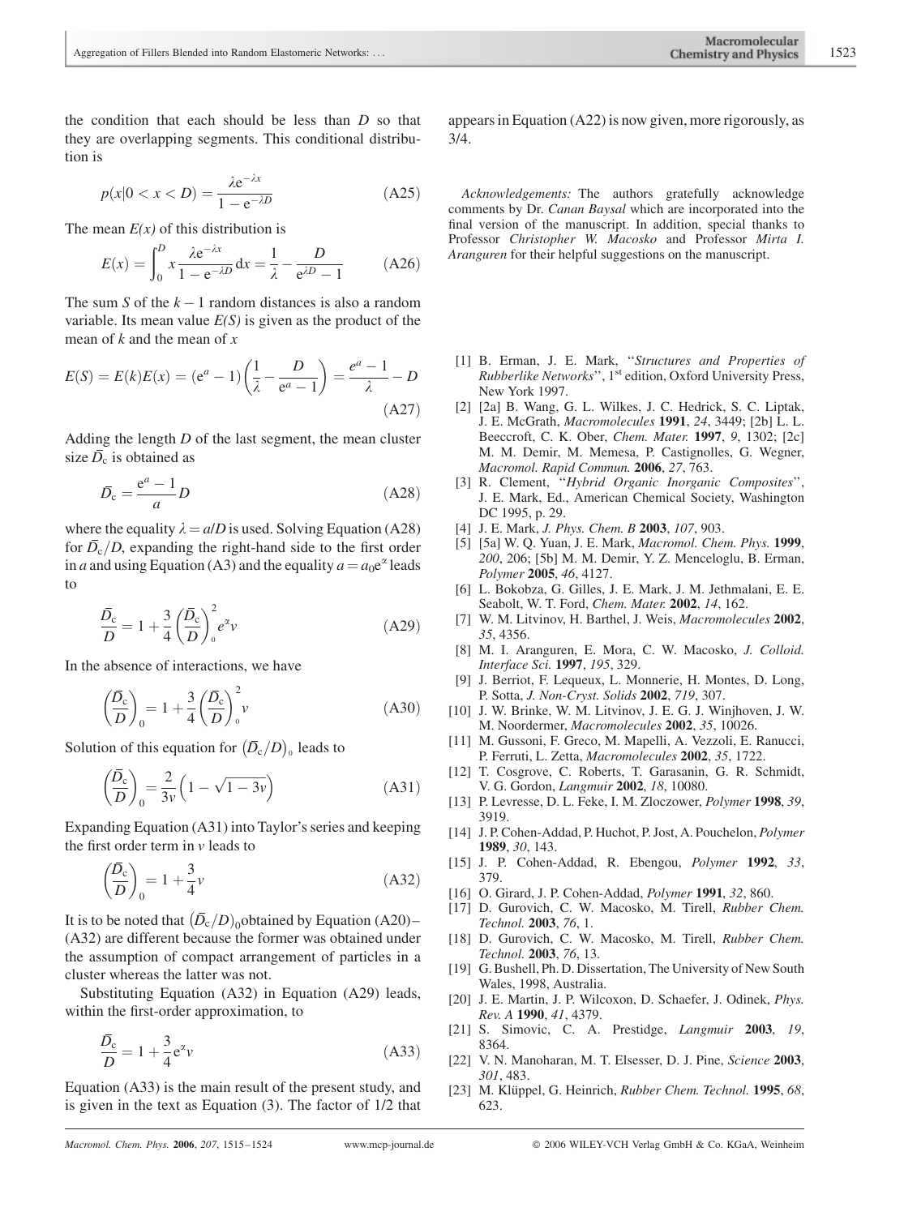the condition that each should be less than $D$ so that they are overlapping segments. This conditional distribution is

$$p(x|0 < x < D) = \frac{\lambda e^{-\lambda x}}{1 - e^{-\lambda D}} \tag{A25}$$

The mean $E(x)$ of this distribution is

$$E(x) = \int_0^D x \frac{\lambda e^{-\lambda x}}{1 - e^{-\lambda D}} dx = \frac{1}{\lambda} - \frac{D}{e^{\lambda D} - 1} \tag{A26}$$

The sum $S$ of the $k - 1$ random distances is also a random variable. Its mean value $E(S)$ is given as the product of the mean of $k$ and the mean of $x$

$$E(S) = E(k)E(x) = (e^a - 1)\left(\frac{1}{\lambda} - \frac{D}{e^a - 1}\right) = \frac{e^a - 1}{\lambda} - D \tag{A27}$$

Adding the length $D$ of the last segment, the mean cluster size $\bar{D}_c$ is obtained as

$$\bar{D}_c = \frac{e^a - 1}{a} D \tag{A28}$$

where the equality $\lambda = a/D$ is used. Solving Equation (A28) for $\bar{D}_c/D$, expanding the right-hand side to the first order in $a$ and using Equation (A3) and the equality $a = a_0 e^{\alpha}$ leads to

$$\frac{\bar{D}_c}{D} = 1 + \frac{3}{4}\left(\frac{\bar{D}_c}{D}\right)_0^2 e^{\alpha} v \tag{A29}$$

In the absence of interactions, we have

$$\left(\frac{\bar{D}_c}{D}\right)_0 = 1 + \frac{3}{4}\left(\frac{\bar{D}_c}{D}\right)_0^2 v \tag{A30}$$

Solution of this equation for $\left(\bar{D}_c/D\right)_0$ leads to

$$\left(\frac{\bar{D}_c}{D}\right)_0 = \frac{2}{3v}\left(1 - \sqrt{1 - 3v}\right) \tag{A31}$$

Expanding Equation (A31) into Taylor's series and keeping the first order term in $v$ leads to

$$\left(\frac{\bar{D}_c}{D}\right)_0 = 1 + \frac{3}{4} v \tag{A32}$$

It is to be noted that $\left(\bar{D}_c/D\right)_0$ obtained by Equation (A20)–(A32) are different because the former was obtained under the assumption of compact arrangement of particles in a cluster whereas the latter was not.

Substituting Equation (A32) in Equation (A29) leads, within the first-order approximation, to

$$\frac{\bar{D}_c}{D} = 1 + \frac{3}{4} e^{\alpha} v \tag{A33}$$

Equation (A33) is the main result of the present study, and is given in the text as Equation (3). The factor of 1/2 that appears in Equation (A22) is now given, more rigorously, as 3/4.

*Acknowledgements:* The authors gratefully acknowledge comments by Dr. *Canan Baysal* which are incorporated into the final version of the manuscript. In addition, special thanks to Professor *Christopher W. Macosko* and Professor *Mirta I. Aranguren* for their helpful suggestions on the manuscript.

[1] B. Erman, J. E. Mark, "*Structures and Properties of Rubberlike Networks*", 1st edition, Oxford University Press, New York 1997.

[2] [2a] B. Wang, G. L. Wilkes, J. C. Hedrick, S. C. Liptak, J. E. McGrath, *Macromolecules* **1991**, *24*, 3449; [2b] L. L. Beeccroft, C. K. Ober, *Chem. Mater.* **1997**, *9*, 1302; [2c] M. M. Demir, M. Memesa, P. Castignolles, G. Wegner, *Macromol. Rapid Commun.* **2006**, *27*, 763.

[3] R. Clement, "*Hybrid Organic Inorganic Composites*", J. E. Mark, Ed., American Chemical Society, Washington DC 1995, p. 29.

[4] J. E. Mark, *J. Phys. Chem. B* **2003**, *107*, 903.

[5] [5a] W. Q. Yuan, J. E. Mark, *Macromol. Chem. Phys.* **1999**, *200*, 206; [5b] M. M. Demir, Y. Z. Menceloglu, B. Erman, *Polymer* **2005**, *46*, 4127.

[6] L. Bokobza, G. Gilles, J. E. Mark, J. M. Jethmalani, E. E. Seabolt, W. T. Ford, *Chem. Mater.* **2002**, *14*, 162.

[7] W. M. Litvinov, H. Barthel, J. Weis, *Macromolecules* **2002**, *35*, 4356.

[8] M. I. Aranguren, E. Mora, C. W. Macosko, *J. Colloid. Interface Sci.* **1997**, *195*, 329.

[9] J. Berriot, F. Lequeux, L. Monnerie, H. Montes, D. Long, P. Sotta, *J. Non-Cryst. Solids* **2002**, *719*, 307.

[10] J. W. Brinke, W. M. Litvinov, J. E. G. J. Winjhoven, J. W. M. Noordermer, *Macromolecules* **2002**, *35*, 10026.

[11] M. Gussoni, F. Greco, M. Mapelli, A. Vezzoli, E. Ranucci, P. Ferruti, L. Zetta, *Macromolecules* **2002**, *35*, 1722.

[12] T. Cosgrove, C. Roberts, T. Garasanin, R. G. Schmidt, V. G. Gordon, *Langmuir* **2002**, *18*, 10080.

[13] P. Levresse, D. L. Feke, I. M. Zloczower, *Polymer* **1998**, *39*, 3919.

[14] J. P. Cohen-Addad, P. Huchot, P. Jost, A. Pouchelon, *Polymer* **1989**, *30*, 143.

[15] J. P. Cohen-Addad, R. Ebengou, *Polymer* **1992**, *33*, 379.

[16] O. Girard, J. P. Cohen-Addad, *Polymer* **1991**, *32*, 860.

[17] D. Gurovich, C. W. Macosko, M. Tirell, *Rubber Chem. Technol.* **2003**, *76*, 1.

[18] D. Gurovich, C. W. Macosko, M. Tirell, *Rubber Chem. Technol.* **2003**, *76*, 13.

[19] G. Bushell, Ph. D. Dissertation, The University of New South Wales, 1998, Australia.

[20] J. E. Martin, J. P. Wilcoxon, D. Schaefer, J. Odinek, *Phys. Rev. A* **1990**, *41*, 4379.

[21] S. Simovic, C. A. Prestidge, *Langmuir* **2003**, *19*, 8364.

[22] V. N. Manoharan, M. T. Elsesser, D. J. Pine, *Science* **2003**, *301*, 483.

[23] M. Klüppel, G. Heinrich, *Rubber Chem. Technol.* **1995**, *68*, 623.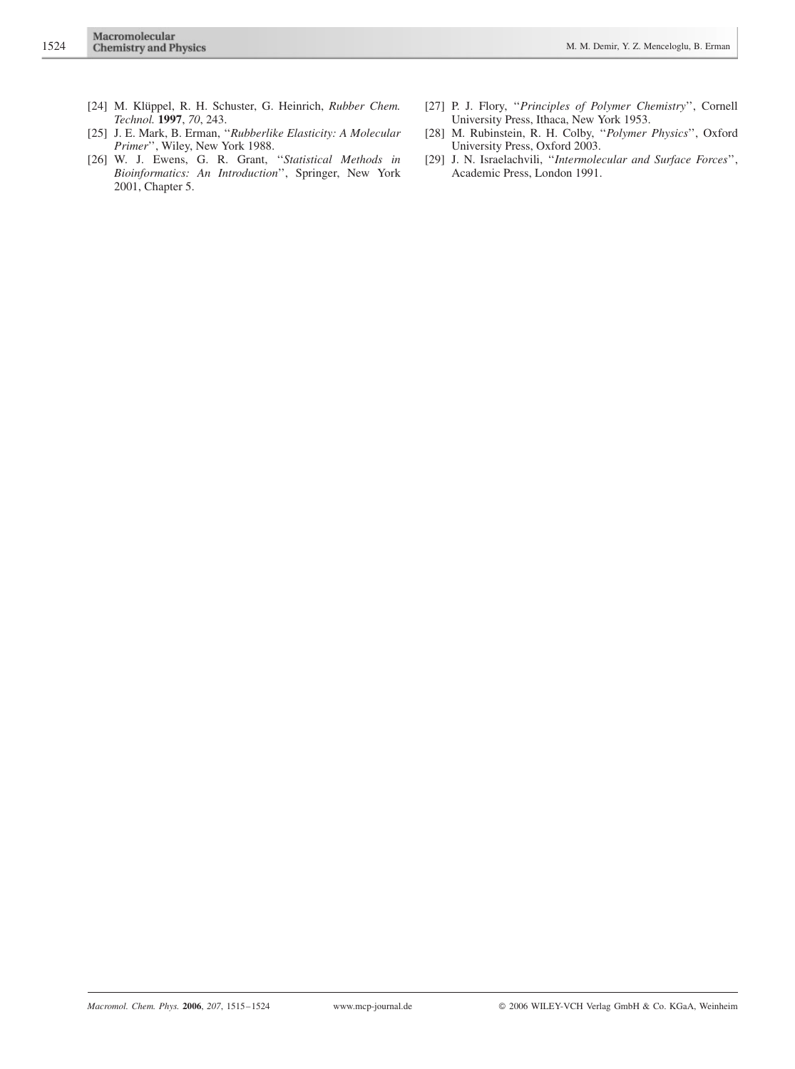[24] M. Klüppel, R. H. Schuster, G. Heinrich, *Rubber Chem. Technol.* **1997**, *70*, 243.

[25] J. E. Mark, B. Erman, "*Rubberlike Elasticity: A Molecular Primer*", Wiley, New York 1988.

[26] W. J. Ewens, G. R. Grant, "*Statistical Methods in Bioinformatics: An Introduction*", Springer, New York 2001, Chapter 5.

[27] P. J. Flory, "*Principles of Polymer Chemistry*", Cornell University Press, Ithaca, New York 1953.

[28] M. Rubinstein, R. H. Colby, "*Polymer Physics*", Oxford University Press, Oxford 2003.

[29] J. N. Israelachvili, "*Intermolecular and Surface Forces*", Academic Press, London 1991.